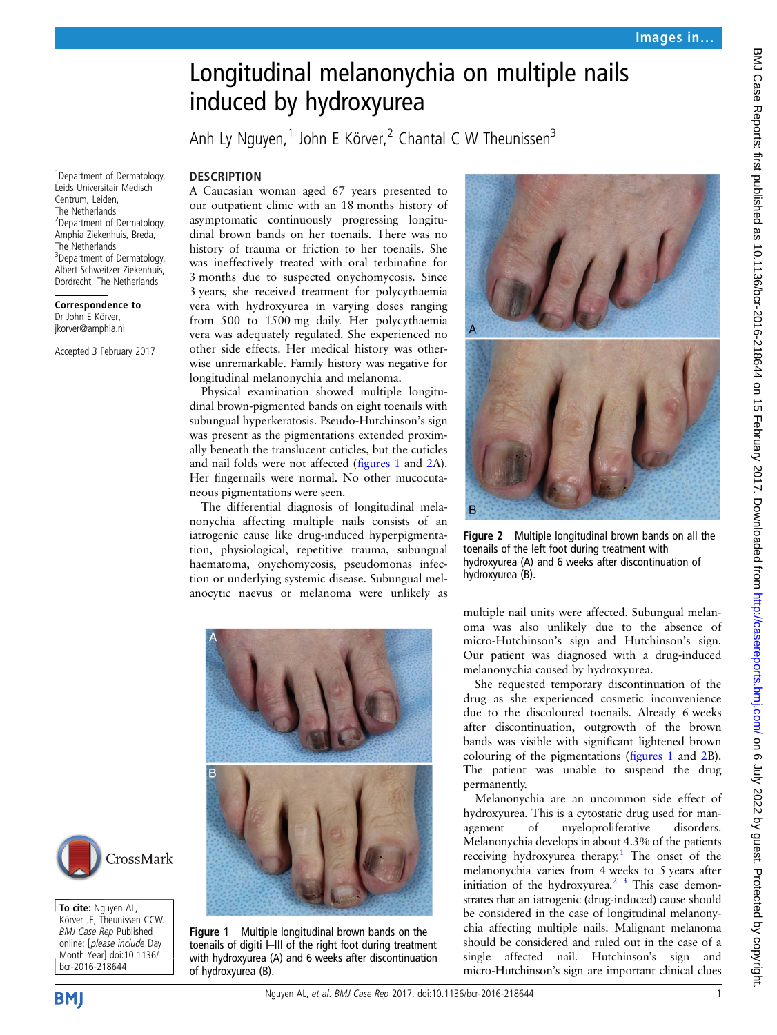# Longitudinal melanonychia on multiple nails induced by hydroxyurea

Anh Ly Nguyen,[1] John E Körver,[2] Chantal C W Theunissen[3]

[1]Department of Dermatology, Leids Universitair Medisch Centrum, Leiden, The Netherlands
[2]Department of Dermatology, Amphia Ziekenhuis, Breda, The Netherlands
[3]Department of Dermatology, Albert Schweitzer Ziekenhuis, Dordrecht, The Netherlands

**Correspondence to**
Dr John E Körver, jkorver@amphia.nl

Accepted 3 February 2017

## DESCRIPTION

A Caucasian woman aged 67 years presented to our outpatient clinic with an 18 months history of asymptomatic continuously progressing longitudinal brown bands on her toenails. There was no history of trauma or friction to her toenails. She was ineffectively treated with oral terbinafine for 3 months due to suspected onychomycosis. Since 3 years, she received treatment for polycythaemia vera with hydroxyurea in varying doses ranging from 500 to 1500 mg daily. Her polycythaemia vera was adequately regulated. She experienced no other side effects. Her medical history was otherwise unremarkable. Family history was negative for longitudinal melanonychia and melanoma.

Physical examination showed multiple longitudinal brown-pigmented bands on eight toenails with subungual hyperkeratosis. Pseudo-Hutchinson's sign was present as the pigmentations extended proximally beneath the translucent cuticles, but the cuticles and nail folds were not affected (figures 1 and 2A). Her fingernails were normal. No other mucocutaneous pigmentations were seen.

The differential diagnosis of longitudinal melanonychia affecting multiple nails consists of an iatrogenic cause like drug-induced hyperpigmentation, physiological, repetitive trauma, subungual haematoma, onychomycosis, pseudomonas infection or underlying systemic disease. Subungual melanocytic naevus or melanoma were unlikely as multiple nail units were affected. Subungual melanoma was also unlikely due to the absence of micro-Hutchinson's sign and Hutchinson's sign. Our patient was diagnosed with a drug-induced melanonychia caused by hydroxyurea.

Figure 1 Multiple longitudinal brown bands on the toenails of digiti I–III of the right foot during treatment with hydroxyurea (A) and 6 weeks after discontinuation of hydroxyurea (B).

Figure 2 Multiple longitudinal brown bands on all the toenails of the left foot during treatment with hydroxyurea (A) and 6 weeks after discontinuation of hydroxyurea (B).

She requested temporary discontinuation of the drug as she experienced cosmetic inconvenience due to the discoloured toenails. Already 6 weeks after discontinuation, outgrowth of the brown bands was visible with significant lightened brown colouring of the pigmentations (figures 1 and 2B). The patient was unable to suspend the drug permanently.

Melanonychia are an uncommon side effect of hydroxyurea. This is a cytostatic drug used for management of myeloproliferative disorders. Melanonychia develops in about 4.3% of the patients receiving hydroxyurea therapy.[1] The onset of the melanonychia varies from 4 weeks to 5 years after initiation of the hydroxyurea.[2 3] This case demonstrates that an iatrogenic (drug-induced) cause should be considered in the case of longitudinal melanonychia affecting multiple nails. Malignant melanoma should be considered and ruled out in the case of a single affected nail. Hutchinson's sign and micro-Hutchinson's sign are important clinical clues

**To cite:** Nguyen AL, Körver JE, Theunissen CCW. *BMJ Case Rep* Published online: [*please include* Day Month Year] doi:10.1136/bcr-2016-218644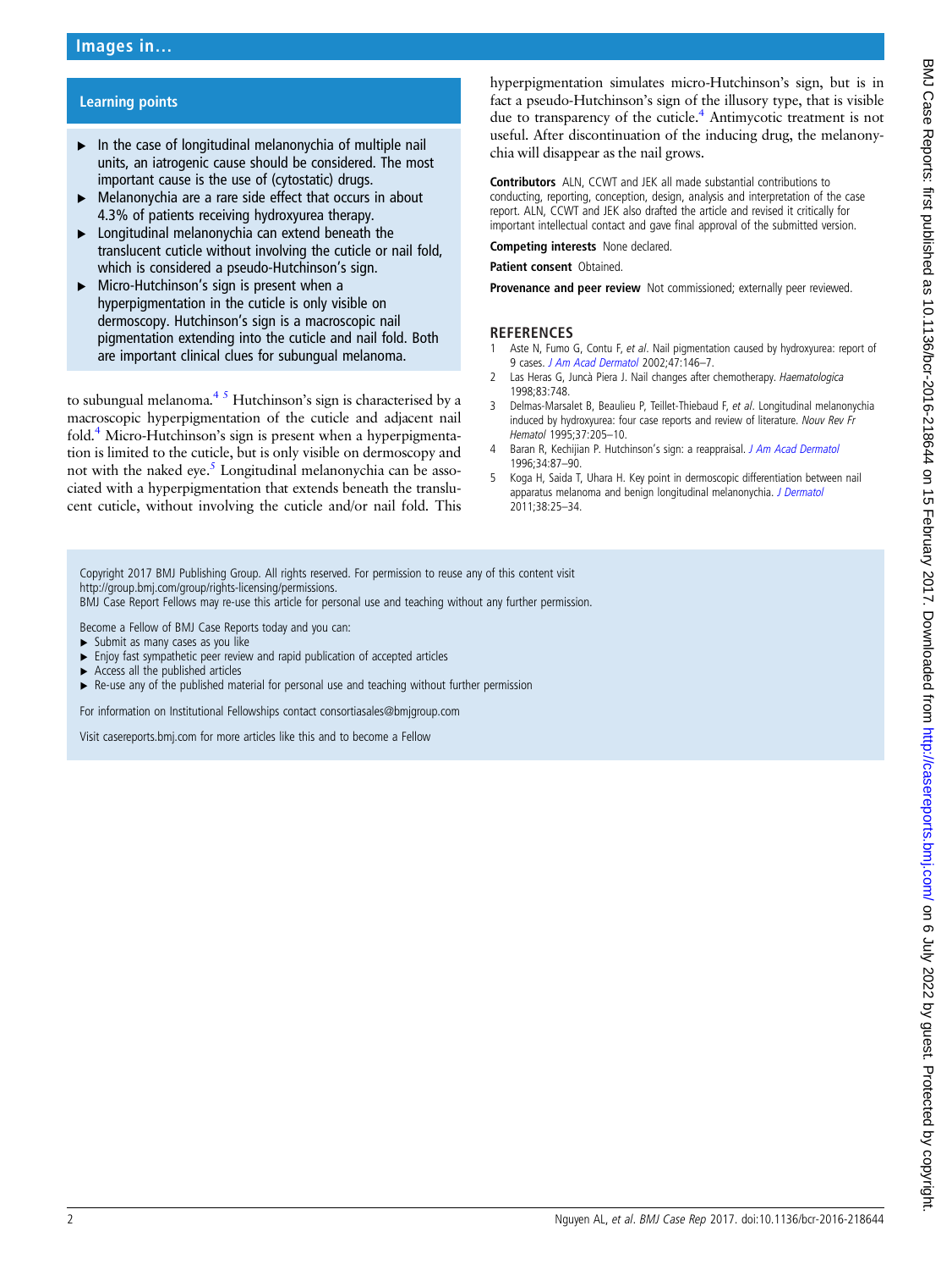## Learning points

- In the case of longitudinal melanonychia of multiple nail units, an iatrogenic cause should be considered. The most important cause is the use of (cytostatic) drugs.
- Melanonychia are a rare side effect that occurs in about 4.3% of patients receiving hydroxyurea therapy.
- Longitudinal melanonychia can extend beneath the translucent cuticle without involving the cuticle or nail fold, which is considered a pseudo-Hutchinson's sign.
- Micro-Hutchinson's sign is present when a hyperpigmentation in the cuticle is only visible on dermoscopy. Hutchinson's sign is a macroscopic nail pigmentation extending into the cuticle and nail fold. Both are important clinical clues for subungual melanoma.

to subungual melanoma.[4 5] Hutchinson's sign is characterised by a macroscopic hyperpigmentation of the cuticle and adjacent nail fold.[4] Micro-Hutchinson's sign is present when a hyperpigmentation is limited to the cuticle, but is only visible on dermoscopy and not with the naked eye.[5] Longitudinal melanonychia can be associated with a hyperpigmentation that extends beneath the translucent cuticle, without involving the cuticle and/or nail fold. This hyperpigmentation simulates micro-Hutchinson's sign, but is in fact a pseudo-Hutchinson's sign of the illusory type, that is visible due to transparency of the cuticle.[4] Antimycotic treatment is not useful. After discontinuation of the inducing drug, the melanonychia will disappear as the nail grows.

**Contributors** ALN, CCWT and JEK all made substantial contributions to conducting, reporting, conception, design, analysis and interpretation of the case report. ALN, CCWT and JEK also drafted the article and revised it critically for important intellectual contact and gave final approval of the submitted version.

**Competing interests** None declared.

**Patient consent** Obtained.

**Provenance and peer review** Not commissioned; externally peer reviewed.

## REFERENCES

1. Aste N, Fumo G, Contu F, *et al*. Nail pigmentation caused by hydroxyurea: report of 9 cases. *J Am Acad Dermatol* 2002;47:146–7.
2. Las Heras G, Juncà Piera J. Nail changes after chemotherapy. *Haematologica* 1998;83:748.
3. Delmas-Marsalet B, Beaulieu P, Teillet-Thiebaud F, *et al*. Longitudinal melanonychia induced by hydroxyurea: four case reports and review of literature. *Nouv Rev Fr Hematol* 1995;37:205–10.
4. Baran R, Kechijian P. Hutchinson's sign: a reappraisal. *J Am Acad Dermatol* 1996;34:87–90.
5. Koga H, Saida T, Uhara H. Key point in dermoscopic differentiation between nail apparatus melanoma and benign longitudinal melanonychia. *J Dermatol* 2011;38:25–34.

Copyright 2017 BMJ Publishing Group. All rights reserved. For permission to reuse any of this content visit http://group.bmj.com/group/rights-licensing/permissions.
BMJ Case Report Fellows may re-use this article for personal use and teaching without any further permission.

Become a Fellow of BMJ Case Reports today and you can:

- Submit as many cases as you like
- Enjoy fast sympathetic peer review and rapid publication of accepted articles
- Access all the published articles
- Re-use any of the published material for personal use and teaching without further permission

For information on Institutional Fellowships contact consortiasales@bmjgroup.com

Visit casereports.bmj.com for more articles like this and to become a Fellow